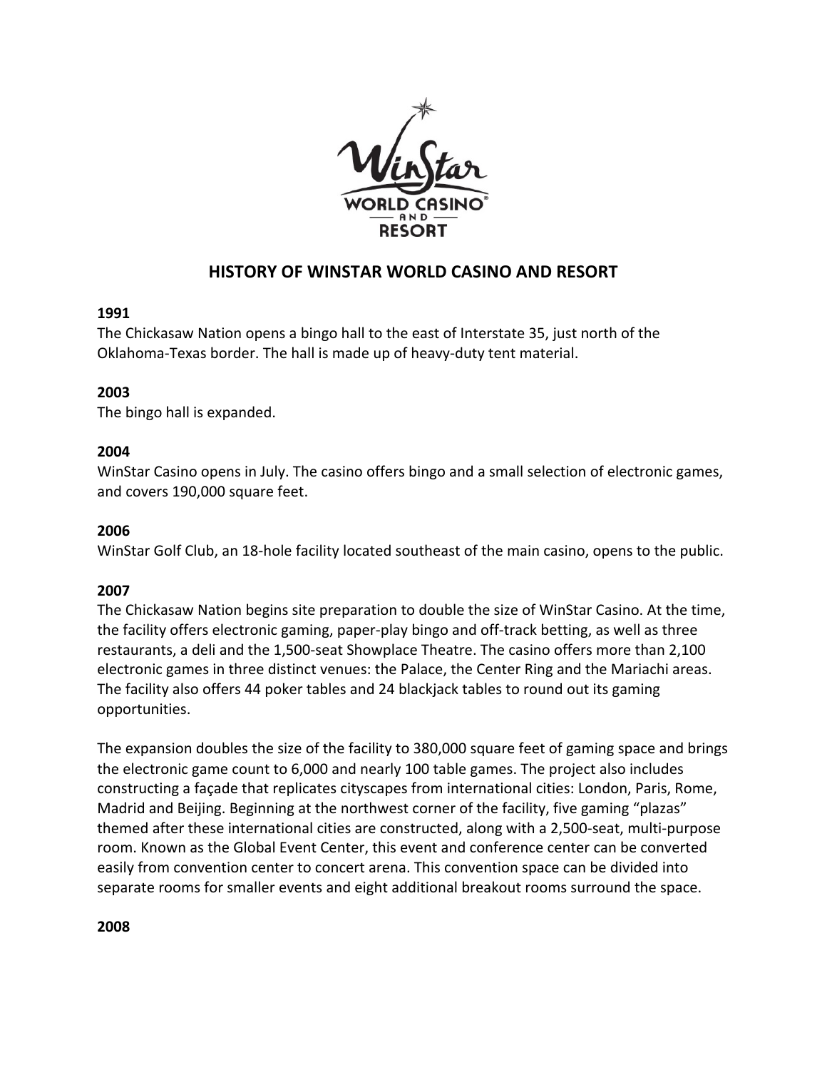# HISTORY OF WINSTAR WORLD CASINO AND RESORT

**1991**
The Chickasaw Nation opens a bingo hall to the east of Interstate 35, just north of the Oklahoma-Texas border. The hall is made up of heavy-duty tent material.

**2003**
The bingo hall is expanded.

**2004**
WinStar Casino opens in July. The casino offers bingo and a small selection of electronic games, and covers 190,000 square feet.

**2006**
WinStar Golf Club, an 18-hole facility located southeast of the main casino, opens to the public.

**2007**
The Chickasaw Nation begins site preparation to double the size of WinStar Casino. At the time, the facility offers electronic gaming, paper-play bingo and off-track betting, as well as three restaurants, a deli and the 1,500-seat Showplace Theatre. The casino offers more than 2,100 electronic games in three distinct venues: the Palace, the Center Ring and the Mariachi areas. The facility also offers 44 poker tables and 24 blackjack tables to round out its gaming opportunities.

The expansion doubles the size of the facility to 380,000 square feet of gaming space and brings the electronic game count to 6,000 and nearly 100 table games. The project also includes constructing a façade that replicates cityscapes from international cities: London, Paris, Rome, Madrid and Beijing. Beginning at the northwest corner of the facility, five gaming "plazas" themed after these international cities are constructed, along with a 2,500-seat, multi-purpose room. Known as the Global Event Center, this event and conference center can be converted easily from convention center to concert arena. This convention space can be divided into separate rooms for smaller events and eight additional breakout rooms surround the space.

**2008**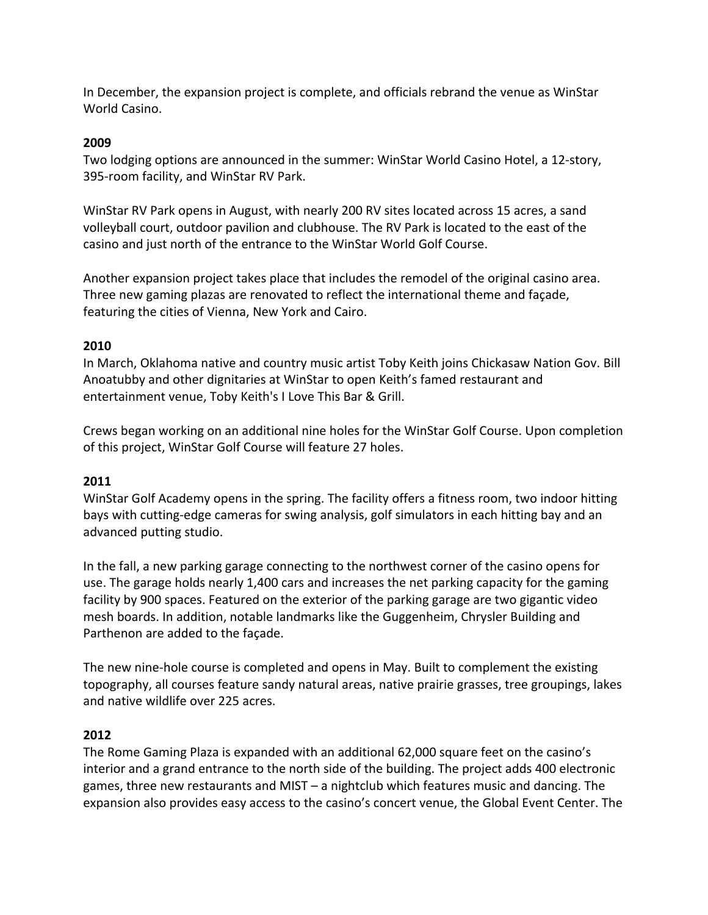In December, the expansion project is complete, and officials rebrand the venue as WinStar World Casino.

**2009**
Two lodging options are announced in the summer: WinStar World Casino Hotel, a 12-story, 395-room facility, and WinStar RV Park.

WinStar RV Park opens in August, with nearly 200 RV sites located across 15 acres, a sand volleyball court, outdoor pavilion and clubhouse. The RV Park is located to the east of the casino and just north of the entrance to the WinStar World Golf Course.

Another expansion project takes place that includes the remodel of the original casino area. Three new gaming plazas are renovated to reflect the international theme and façade, featuring the cities of Vienna, New York and Cairo.

**2010**
In March, Oklahoma native and country music artist Toby Keith joins Chickasaw Nation Gov. Bill Anoatubby and other dignitaries at WinStar to open Keith's famed restaurant and entertainment venue, Toby Keith's I Love This Bar & Grill.

Crews began working on an additional nine holes for the WinStar Golf Course. Upon completion of this project, WinStar Golf Course will feature 27 holes.

**2011**
WinStar Golf Academy opens in the spring. The facility offers a fitness room, two indoor hitting bays with cutting-edge cameras for swing analysis, golf simulators in each hitting bay and an advanced putting studio.

In the fall, a new parking garage connecting to the northwest corner of the casino opens for use. The garage holds nearly 1,400 cars and increases the net parking capacity for the gaming facility by 900 spaces. Featured on the exterior of the parking garage are two gigantic video mesh boards. In addition, notable landmarks like the Guggenheim, Chrysler Building and Parthenon are added to the façade.

The new nine-hole course is completed and opens in May. Built to complement the existing topography, all courses feature sandy natural areas, native prairie grasses, tree groupings, lakes and native wildlife over 225 acres.

**2012**
The Rome Gaming Plaza is expanded with an additional 62,000 square feet on the casino's interior and a grand entrance to the north side of the building. The project adds 400 electronic games, three new restaurants and MIST – a nightclub which features music and dancing. The expansion also provides easy access to the casino's concert venue, the Global Event Center. The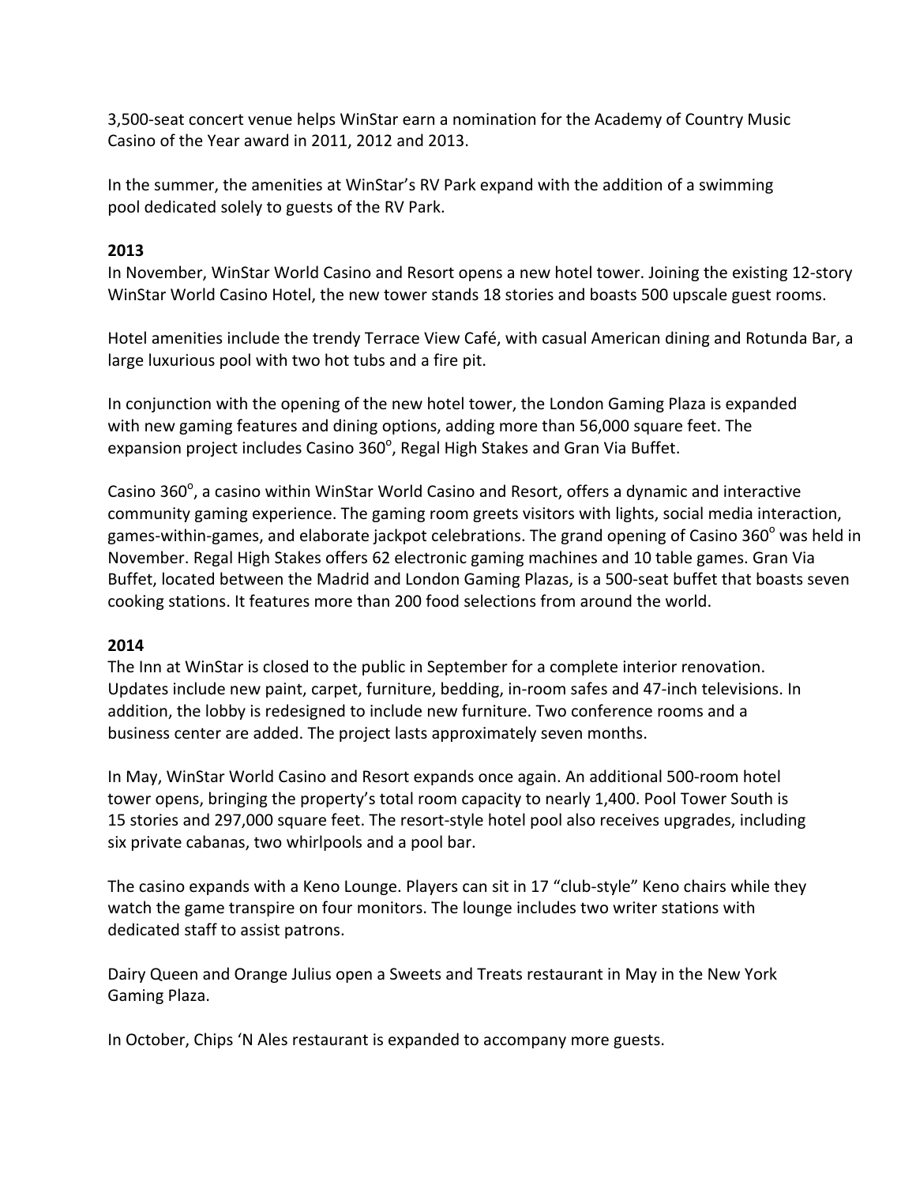3,500-seat concert venue helps WinStar earn a nomination for the Academy of Country Music Casino of the Year award in 2011, 2012 and 2013.

In the summer, the amenities at WinStar's RV Park expand with the addition of a swimming pool dedicated solely to guests of the RV Park.

**2013**

In November, WinStar World Casino and Resort opens a new hotel tower. Joining the existing 12-story WinStar World Casino Hotel, the new tower stands 18 stories and boasts 500 upscale guest rooms.

Hotel amenities include the trendy Terrace View Café, with casual American dining and Rotunda Bar, a large luxurious pool with two hot tubs and a fire pit.

In conjunction with the opening of the new hotel tower, the London Gaming Plaza is expanded with new gaming features and dining options, adding more than 56,000 square feet. The expansion project includes Casino 360°, Regal High Stakes and Gran Via Buffet.

Casino 360°, a casino within WinStar World Casino and Resort, offers a dynamic and interactive community gaming experience. The gaming room greets visitors with lights, social media interaction, games-within-games, and elaborate jackpot celebrations. The grand opening of Casino 360° was held in November. Regal High Stakes offers 62 electronic gaming machines and 10 table games. Gran Via Buffet, located between the Madrid and London Gaming Plazas, is a 500-seat buffet that boasts seven cooking stations. It features more than 200 food selections from around the world.

**2014**

The Inn at WinStar is closed to the public in September for a complete interior renovation. Updates include new paint, carpet, furniture, bedding, in-room safes and 47-inch televisions. In addition, the lobby is redesigned to include new furniture. Two conference rooms and a business center are added. The project lasts approximately seven months.

In May, WinStar World Casino and Resort expands once again. An additional 500-room hotel tower opens, bringing the property's total room capacity to nearly 1,400. Pool Tower South is 15 stories and 297,000 square feet. The resort-style hotel pool also receives upgrades, including six private cabanas, two whirlpools and a pool bar.

The casino expands with a Keno Lounge. Players can sit in 17 "club-style" Keno chairs while they watch the game transpire on four monitors. The lounge includes two writer stations with dedicated staff to assist patrons.

Dairy Queen and Orange Julius open a Sweets and Treats restaurant in May in the New York Gaming Plaza.

In October, Chips 'N Ales restaurant is expanded to accompany more guests.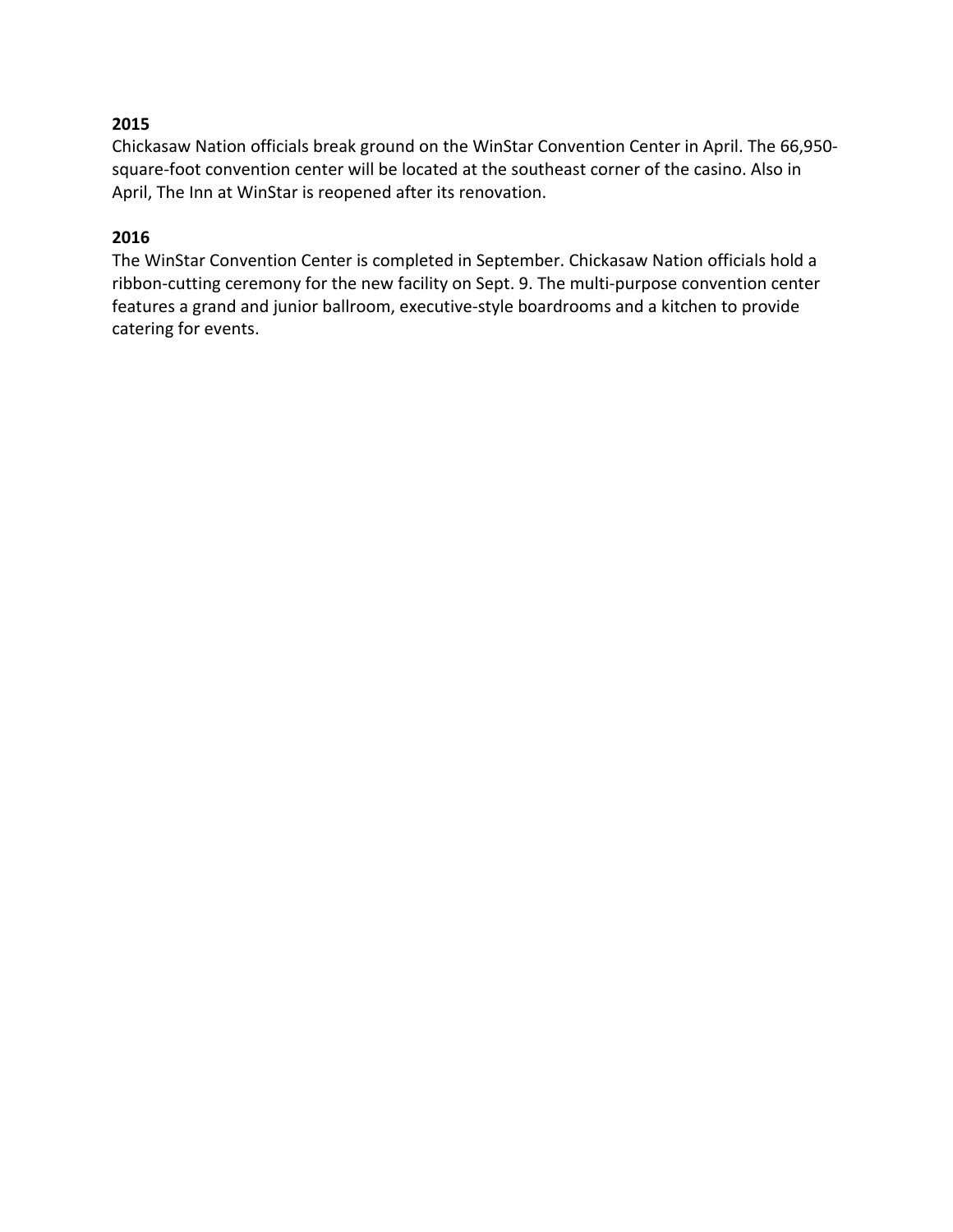**2015**

Chickasaw Nation officials break ground on the WinStar Convention Center in April. The 66,950-square-foot convention center will be located at the southeast corner of the casino. Also in April, The Inn at WinStar is reopened after its renovation.

**2016**

The WinStar Convention Center is completed in September. Chickasaw Nation officials hold a ribbon-cutting ceremony for the new facility on Sept. 9. The multi-purpose convention center features a grand and junior ballroom, executive-style boardrooms and a kitchen to provide catering for events.